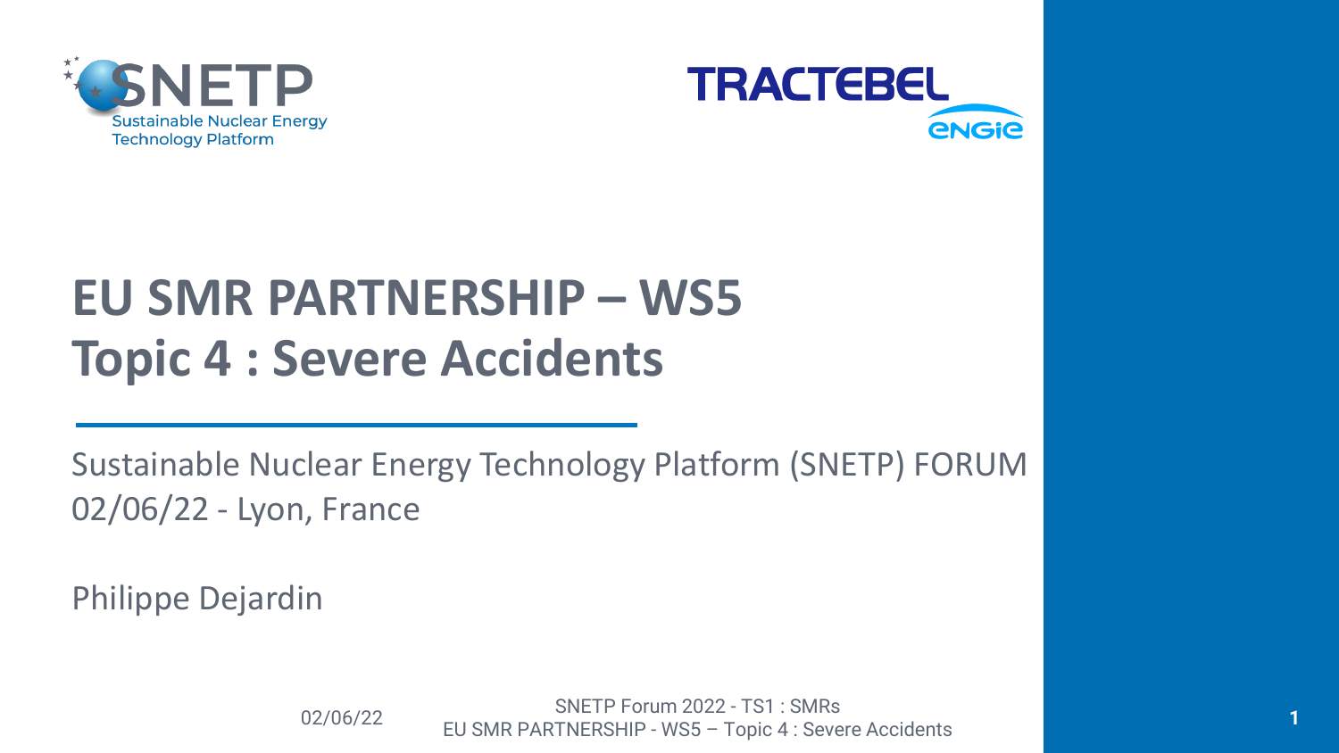# EU SMR PARTNERSHIP – WS5
# Topic 4 : Severe Accidents

Sustainable Nuclear Energy Technology Platform (SNETP) FORUM
02/06/22 - Lyon, France

Philippe Dejardin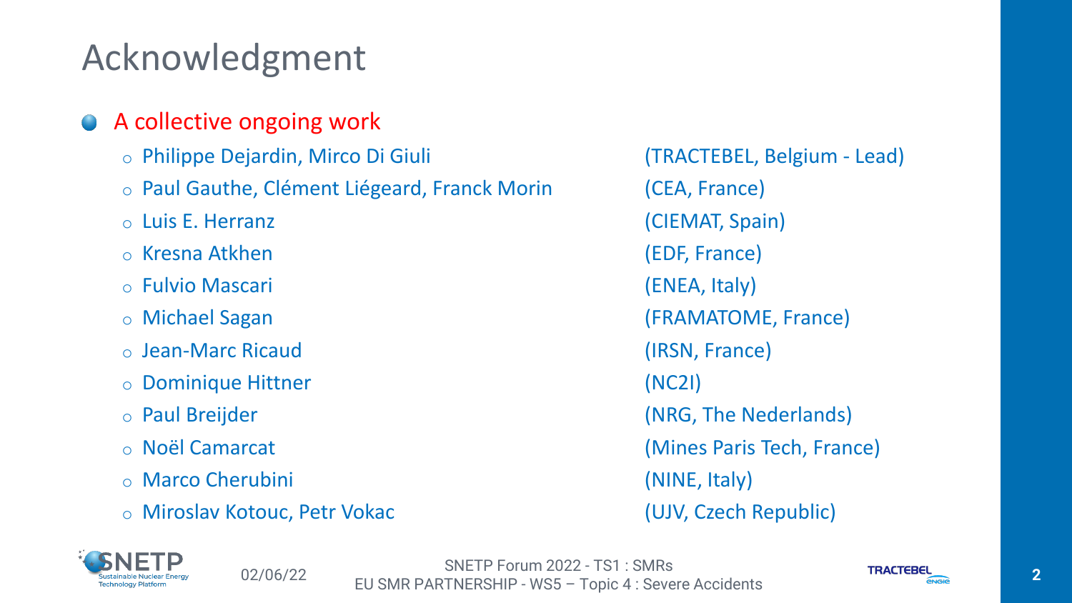# Acknowledgment

- A collective ongoing work
  - Philippe Dejardin, Mirco Di Giuli (TRACTEBEL, Belgium - Lead)
  - Paul Gauthe, Clément Liégeard, Franck Morin (CEA, France)
  - Luis E. Herranz (CIEMAT, Spain)
  - Kresna Atkhen (EDF, France)
  - Fulvio Mascari (ENEA, Italy)
  - Michael Sagan (FRAMATOME, France)
  - Jean-Marc Ricaud (IRSN, France)
  - Dominique Hittner (NC2I)
  - Paul Breijder (NRG, The Nederlands)
  - Noël Camarcat (Mines Paris Tech, France)
  - Marco Cherubini (NINE, Italy)
  - Miroslav Kotouc, Petr Vokac (UJV, Czech Republic)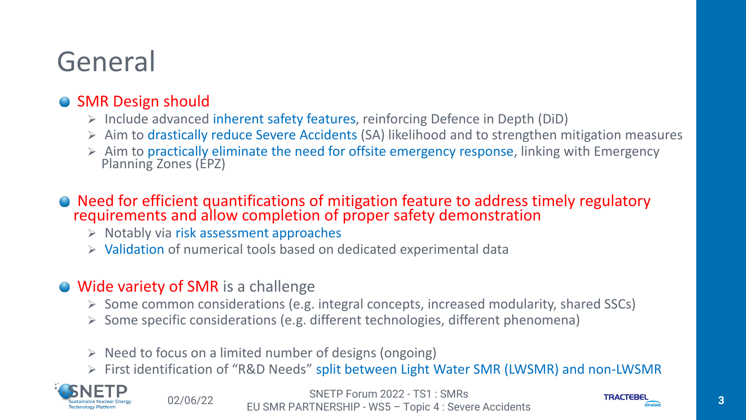# General

- SMR Design should
  - Include advanced inherent safety features, reinforcing Defence in Depth (DiD)
  - Aim to drastically reduce Severe Accidents (SA) likelihood and to strengthen mitigation measures
  - Aim to practically eliminate the need for offsite emergency response, linking with Emergency Planning Zones (EPZ)

- Need for efficient quantifications of mitigation feature to address timely regulatory requirements and allow completion of proper safety demonstration
  - Notably via risk assessment approaches
  - Validation of numerical tools based on dedicated experimental data

- Wide variety of SMR is a challenge
  - Some common considerations (e.g. integral concepts, increased modularity, shared SSCs)
  - Some specific considerations (e.g. different technologies, different phenomena)

  - Need to focus on a limited number of designs (ongoing)
  - First identification of "R&D Needs" split between Light Water SMR (LWSMR) and non-LWSMR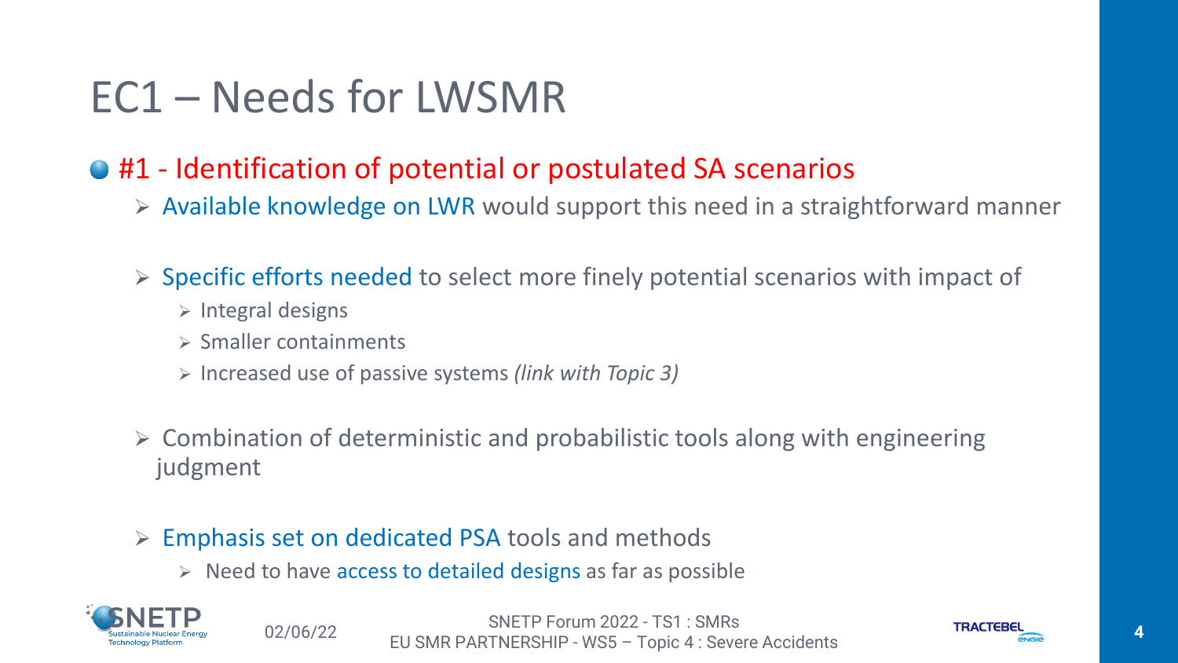# EC1 – Needs for LWSMR

- #1 - Identification of potential or postulated SA scenarios
  - Available knowledge on LWR would support this need in a straightforward manner
  - Specific efforts needed to select more finely potential scenarios with impact of
    - Integral designs
    - Smaller containments
    - Increased use of passive systems *(link with Topic 3)*
  - Combination of deterministic and probabilistic tools along with engineering judgment
  - Emphasis set on dedicated PSA tools and methods
    - Need to have access to detailed designs as far as possible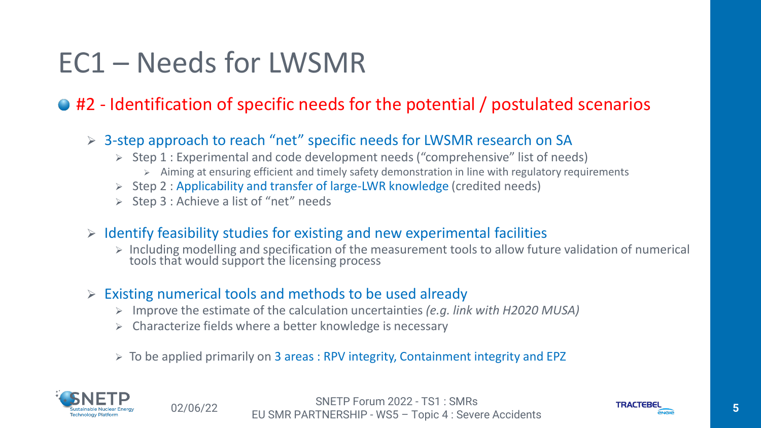# EC1 – Needs for LWSMR

## #2 - Identification of specific needs for the potential / postulated scenarios

- 3-step approach to reach "net" specific needs for LWSMR research on SA
  - Step 1 : Experimental and code development needs ("comprehensive" list of needs)
    - Aiming at ensuring efficient and timely safety demonstration in line with regulatory requirements
  - Step 2 : Applicability and transfer of large-LWR knowledge (credited needs)
  - Step 3 : Achieve a list of "net" needs
- Identify feasibility studies for existing and new experimental facilities
  - Including modelling and specification of the measurement tools to allow future validation of numerical tools that would support the licensing process
- Existing numerical tools and methods to be used already
  - Improve the estimate of the calculation uncertainties *(e.g. link with H2020 MUSA)*
  - Characterize fields where a better knowledge is necessary
  - To be applied primarily on 3 areas : RPV integrity, Containment integrity and EPZ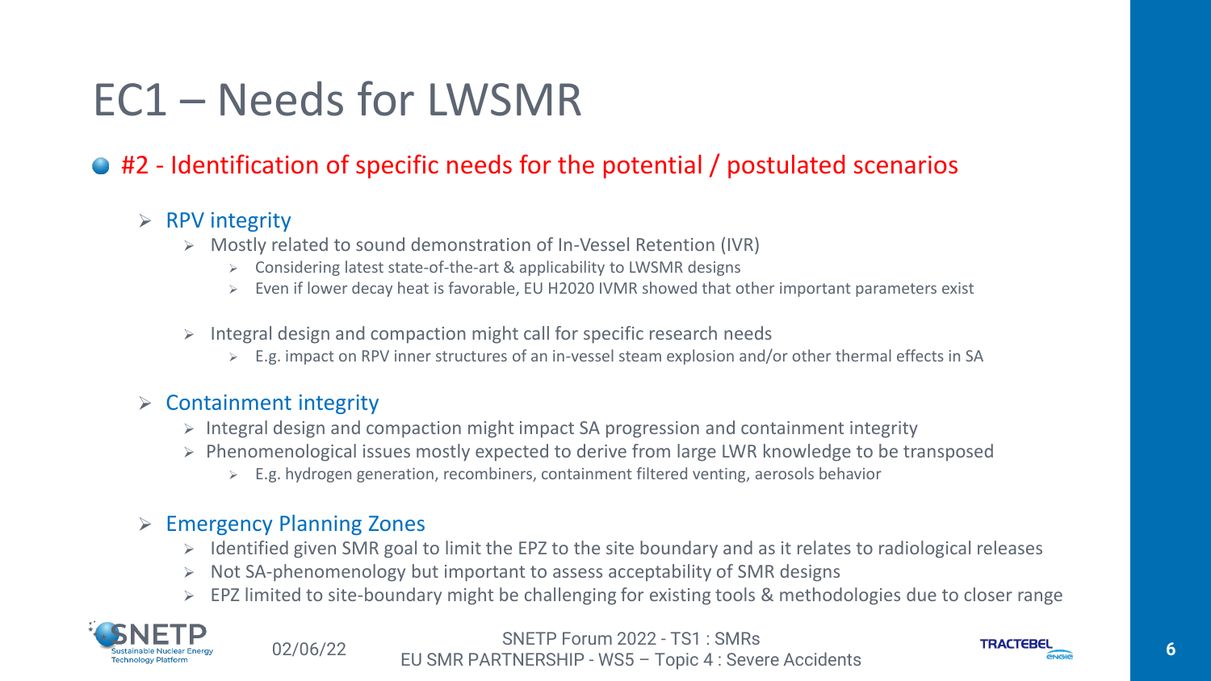# EC1 – Needs for LWSMR

## #2 - Identification of specific needs for the potential / postulated scenarios

- **RPV integrity**
  - Mostly related to sound demonstration of In-Vessel Retention (IVR)
    - Considering latest state-of-the-art & applicability to LWSMR designs
    - Even if lower decay heat is favorable, EU H2020 IVMR showed that other important parameters exist
  - Integral design and compaction might call for specific research needs
    - E.g. impact on RPV inner structures of an in-vessel steam explosion and/or other thermal effects in SA

- **Containment integrity**
  - Integral design and compaction might impact SA progression and containment integrity
  - Phenomenological issues mostly expected to derive from large LWR knowledge to be transposed
    - E.g. hydrogen generation, recombiners, containment filtered venting, aerosols behavior

- **Emergency Planning Zones**
  - Identified given SMR goal to limit the EPZ to the site boundary and as it relates to radiological releases
  - Not SA-phenomenology but important to assess acceptability of SMR designs
  - EPZ limited to site-boundary might be challenging for existing tools & methodologies due to closer range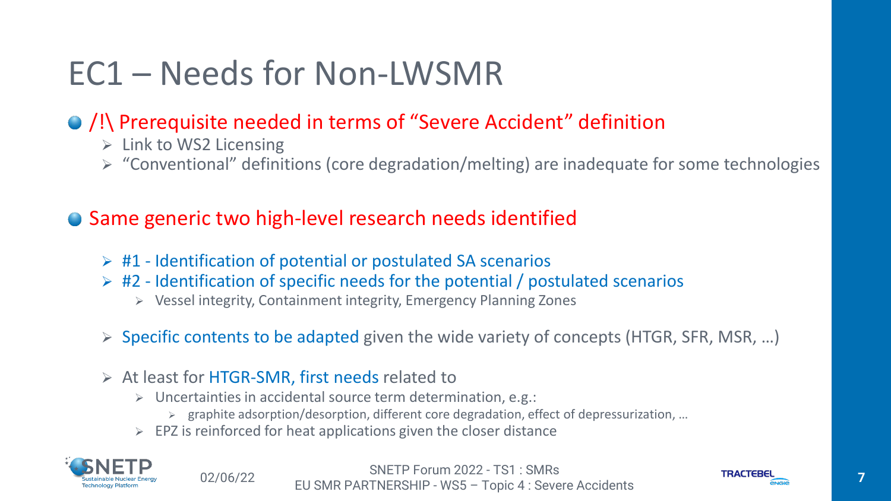# EC1 – Needs for Non-LWSMR

- /!\ Prerequisite needed in terms of "Severe Accident" definition
  - Link to WS2 Licensing
  - "Conventional" definitions (core degradation/melting) are inadequate for some technologies

- Same generic two high-level research needs identified
  - #1 - Identification of potential or postulated SA scenarios
  - #2 - Identification of specific needs for the potential / postulated scenarios
    - Vessel integrity, Containment integrity, Emergency Planning Zones
  - Specific contents to be adapted given the wide variety of concepts (HTGR, SFR, MSR, …)
  - At least for HTGR-SMR, first needs related to
    - Uncertainties in accidental source term determination, e.g.:
      - graphite adsorption/desorption, different core degradation, effect of depressurization, …
    - EPZ is reinforced for heat applications given the closer distance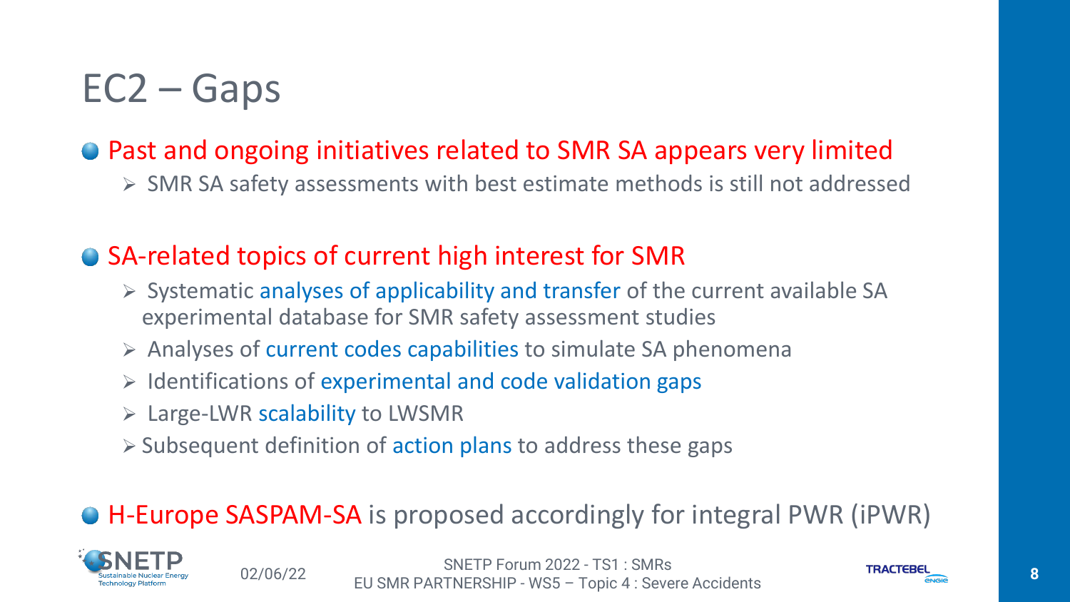# EC2 – Gaps

- Past and ongoing initiatives related to SMR SA appears very limited
  - SMR SA safety assessments with best estimate methods is still not addressed

- SA-related topics of current high interest for SMR
  - Systematic analyses of applicability and transfer of the current available SA experimental database for SMR safety assessment studies
  - Analyses of current codes capabilities to simulate SA phenomena
  - Identifications of experimental and code validation gaps
  - Large-LWR scalability to LWSMR
  - Subsequent definition of action plans to address these gaps

- H-Europe SASPAM-SA is proposed accordingly for integral PWR (iPWR)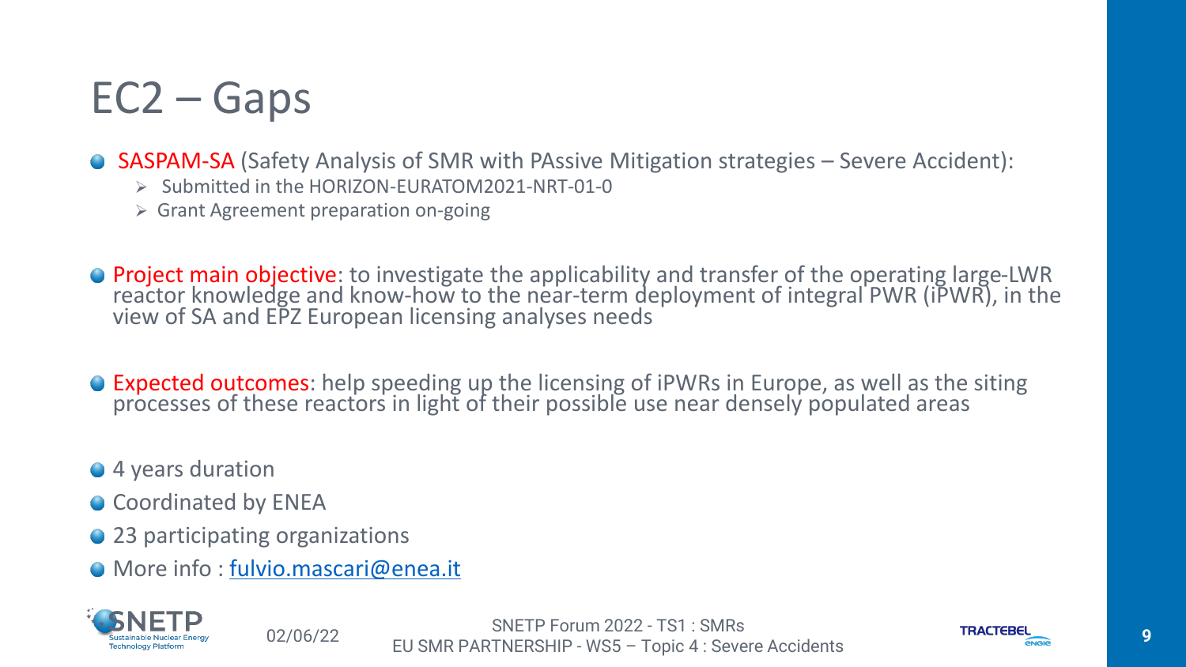# EC2 – Gaps

- SASPAM-SA (Safety Analysis of SMR with PAssive Mitigation strategies – Severe Accident):
  - Submitted in the HORIZON-EURATOM2021-NRT-01-0
  - Grant Agreement preparation on-going

- Project main objective: to investigate the applicability and transfer of the operating large-LWR reactor knowledge and know-how to the near-term deployment of integral PWR (iPWR), in the view of SA and EPZ European licensing analyses needs

- Expected outcomes: help speeding up the licensing of iPWRs in Europe, as well as the siting processes of these reactors in light of their possible use near densely populated areas

- 4 years duration
- Coordinated by ENEA
- 23 participating organizations
- More info : fulvio.mascari@enea.it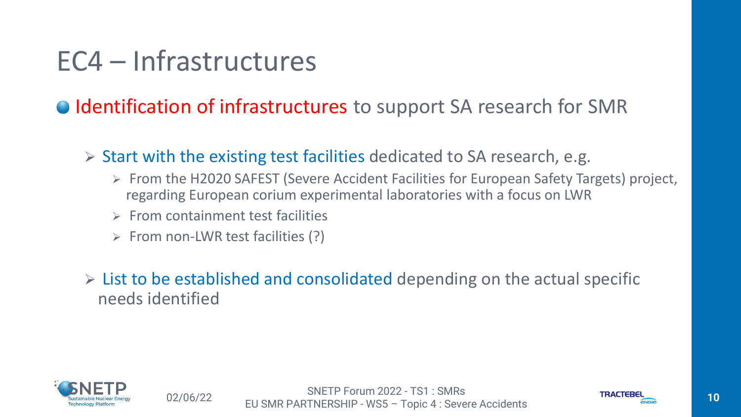# EC4 – Infrastructures

- Identification of infrastructures to support SA research for SMR
  - Start with the existing test facilities dedicated to SA research, e.g.
    - From the H2020 SAFEST (Severe Accident Facilities for European Safety Targets) project, regarding European corium experimental laboratories with a focus on LWR
    - From containment test facilities
    - From non-LWR test facilities (?)
  - List to be established and consolidated depending on the actual specific needs identified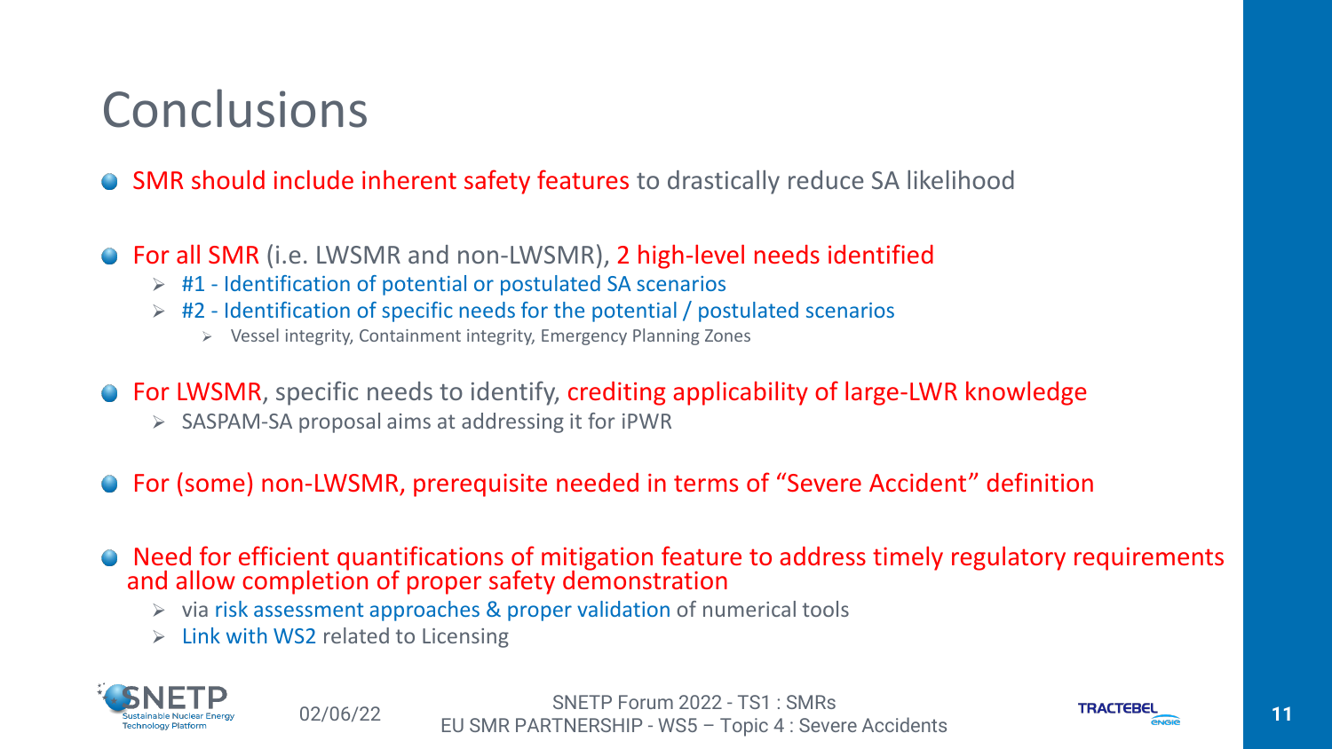# Conclusions

- SMR should include inherent safety features to drastically reduce SA likelihood

- For all SMR (i.e. LWSMR and non-LWSMR), 2 high-level needs identified
  - #1 - Identification of potential or postulated SA scenarios
  - #2 - Identification of specific needs for the potential / postulated scenarios
    - Vessel integrity, Containment integrity, Emergency Planning Zones

- For LWSMR, specific needs to identify, crediting applicability of large-LWR knowledge
  - SASPAM-SA proposal aims at addressing it for iPWR

- For (some) non-LWSMR, prerequisite needed in terms of "Severe Accident" definition

- Need for efficient quantifications of mitigation feature to address timely regulatory requirements and allow completion of proper safety demonstration
  - via risk assessment approaches & proper validation of numerical tools
  - Link with WS2 related to Licensing